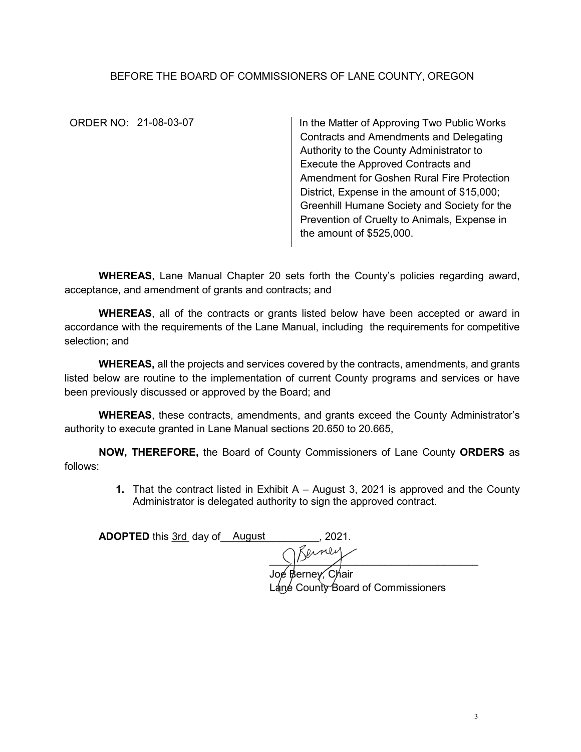BEFORE THE BOARD OF COMMISSIONERS OF LANE COUNTY, OREGON

ORDER NO: 21-08-03-07

In the Matter of Approving Two Public Works Contracts and Amendments and Delegating Authority to the County Administrator to Execute the Approved Contracts and Amendment for Goshen Rural Fire Protection District, Expense in the amount of $15,000; Greenhill Humane Society and Society for the Prevention of Cruelty to Animals, Expense in the amount of $525,000.

**WHEREAS**, Lane Manual Chapter 20 sets forth the County's policies regarding award, acceptance, and amendment of grants and contracts; and

**WHEREAS**, all of the contracts or grants listed below have been accepted or award in accordance with the requirements of the Lane Manual, including the requirements for competitive selection; and

**WHEREAS,** all the projects and services covered by the contracts, amendments, and grants listed below are routine to the implementation of current County programs and services or have been previously discussed or approved by the Board; and

**WHEREAS**, these contracts, amendments, and grants exceed the County Administrator's authority to execute granted in Lane Manual sections 20.650 to 20.665,

**NOW, THEREFORE,** the Board of County Commissioners of Lane County **ORDERS** as follows:

1. That the contract listed in Exhibit A – August 3, 2021 is approved and the County Administrator is delegated authority to sign the approved contract.

**ADOPTED** this 3rd day of August, 2021.

Joe Berney, Chair
Lane County Board of Commissioners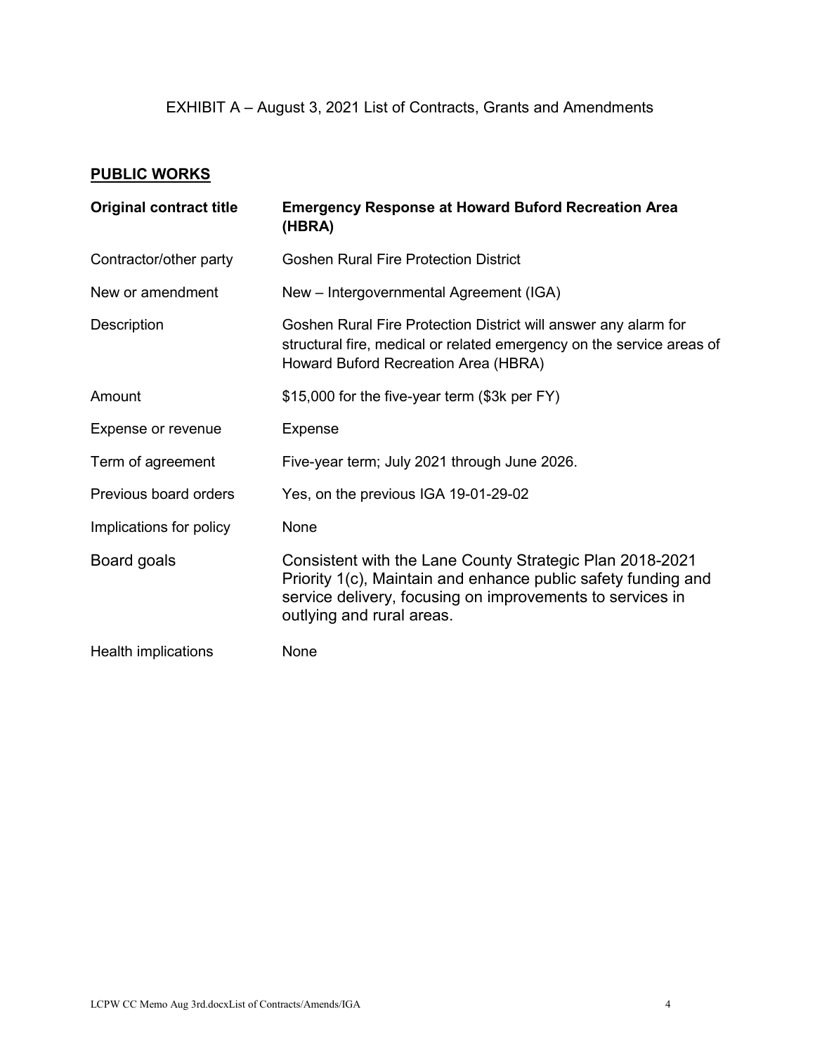EXHIBIT A – August 3, 2021 List of Contracts, Grants and Amendments

**PUBLIC WORKS**

| **Original contract title** | **Emergency Response at Howard Buford Recreation Area (HBRA)** |
|---|---|
| Contractor/other party | Goshen Rural Fire Protection District |
| New or amendment | New – Intergovernmental Agreement (IGA) |
| Description | Goshen Rural Fire Protection District will answer any alarm for structural fire, medical or related emergency on the service areas of Howard Buford Recreation Area (HBRA) |
| Amount | $15,000 for the five-year term ($3k per FY) |
| Expense or revenue | Expense |
| Term of agreement | Five-year term; July 2021 through June 2026. |
| Previous board orders | Yes, on the previous IGA 19-01-29-02 |
| Implications for policy | None |
| Board goals | Consistent with the Lane County Strategic Plan 2018-2021 Priority 1(c), Maintain and enhance public safety funding and service delivery, focusing on improvements to services in outlying and rural areas. |
| Health implications | None |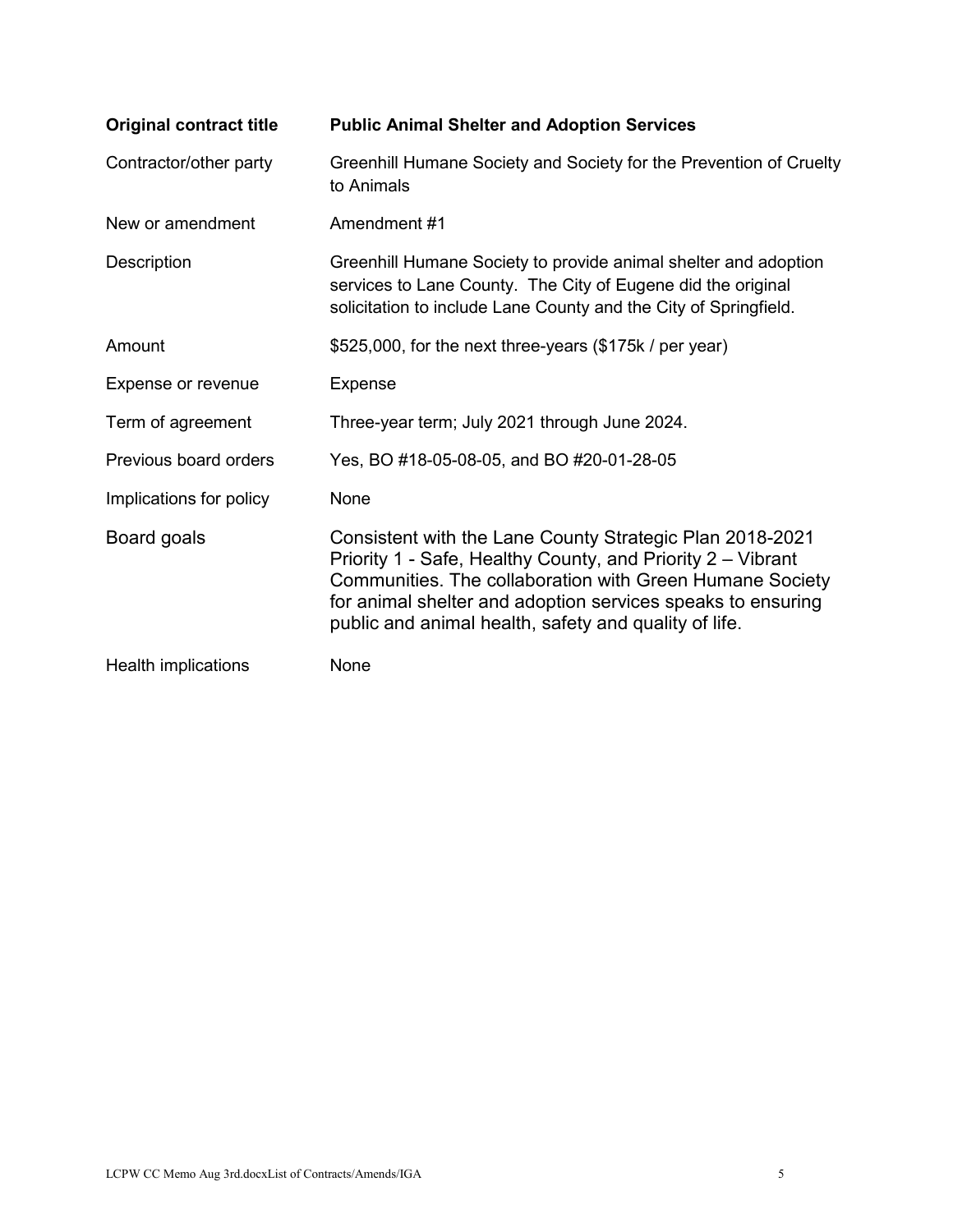| **Original contract title** | **Public Animal Shelter and Adoption Services** |
| --- | --- |
| Contractor/other party | Greenhill Humane Society and Society for the Prevention of Cruelty to Animals |
| New or amendment | Amendment #1 |
| Description | Greenhill Humane Society to provide animal shelter and adoption services to Lane County. The City of Eugene did the original solicitation to include Lane County and the City of Springfield. |
| Amount | $525,000, for the next three-years ($175k / per year) |
| Expense or revenue | Expense |
| Term of agreement | Three-year term; July 2021 through June 2024. |
| Previous board orders | Yes, BO #18-05-08-05, and BO #20-01-28-05 |
| Implications for policy | None |
| Board goals | Consistent with the Lane County Strategic Plan 2018-2021 Priority 1 - Safe, Healthy County, and Priority 2 – Vibrant Communities. The collaboration with Green Humane Society for animal shelter and adoption services speaks to ensuring public and animal health, safety and quality of life. |
| Health implications | None |